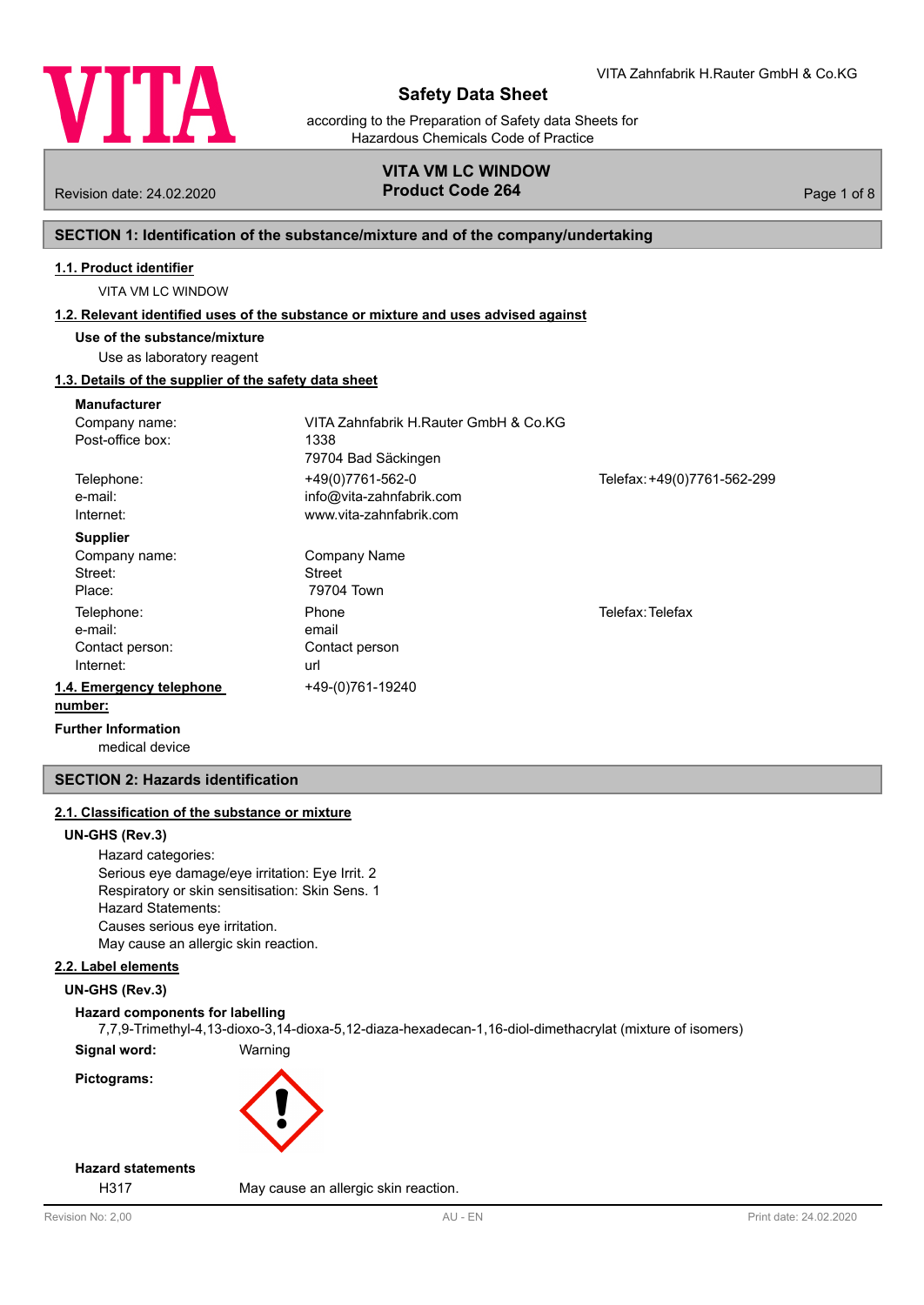VITA Zahnfabrik H.Rauter GmbH & Co.KG

# Safety Data Sheet

according to the Preparation of Safety data Sheets for Hazardous Chemicals Code of Practice

**VITA VM LC WINDOW**
**Product Code 264**

Revision date: 24.02.2020

## SECTION 1: Identification of the substance/mixture and of the company/undertaking

### 1.1. Product identifier

VITA VM LC WINDOW

### 1.2. Relevant identified uses of the substance or mixture and uses advised against

**Use of the substance/mixture**

Use as laboratory reagent

### 1.3. Details of the supplier of the safety data sheet

**Manufacturer**

| | | |
|---|---|---|
| Company name: | VITA Zahnfabrik H.Rauter GmbH & Co.KG | |
| Post-office box: | 1338 | |
| | 79704 Bad Säckingen | |
| Telephone: | +49(0)7761-562-0 | Telefax: +49(0)7761-562-299 |
| e-mail: | info@vita-zahnfabrik.com | |
| Internet: | www.vita-zahnfabrik.com | |

**Supplier**

| | | |
|---|---|---|
| Company name: | Company Name | |
| Street: | Street | |
| Place: | 79704 Town | |
| Telephone: | Phone | Telefax: Telefax |
| e-mail: | email | |
| Contact person: | Contact person | |
| Internet: | url | |

### 1.4. Emergency telephone number:

+49-(0)761-19240

**Further Information**

medical device

## SECTION 2: Hazards identification

### 2.1. Classification of the substance or mixture

**UN-GHS (Rev.3)**

Hazard categories:
Serious eye damage/eye irritation: Eye Irrit. 2
Respiratory or skin sensitisation: Skin Sens. 1
Hazard Statements:
Causes serious eye irritation.
May cause an allergic skin reaction.

### 2.2. Label elements

**UN-GHS (Rev.3)**

**Hazard components for labelling**

7,7,9-Trimethyl-4,13-dioxo-3,14-dioxa-5,12-diaza-hexadecan-1,16-diol-dimethacrylat (mixture of isomers)

**Signal word:** Warning

**Pictograms:**

**Hazard statements**

H317 May cause an allergic skin reaction.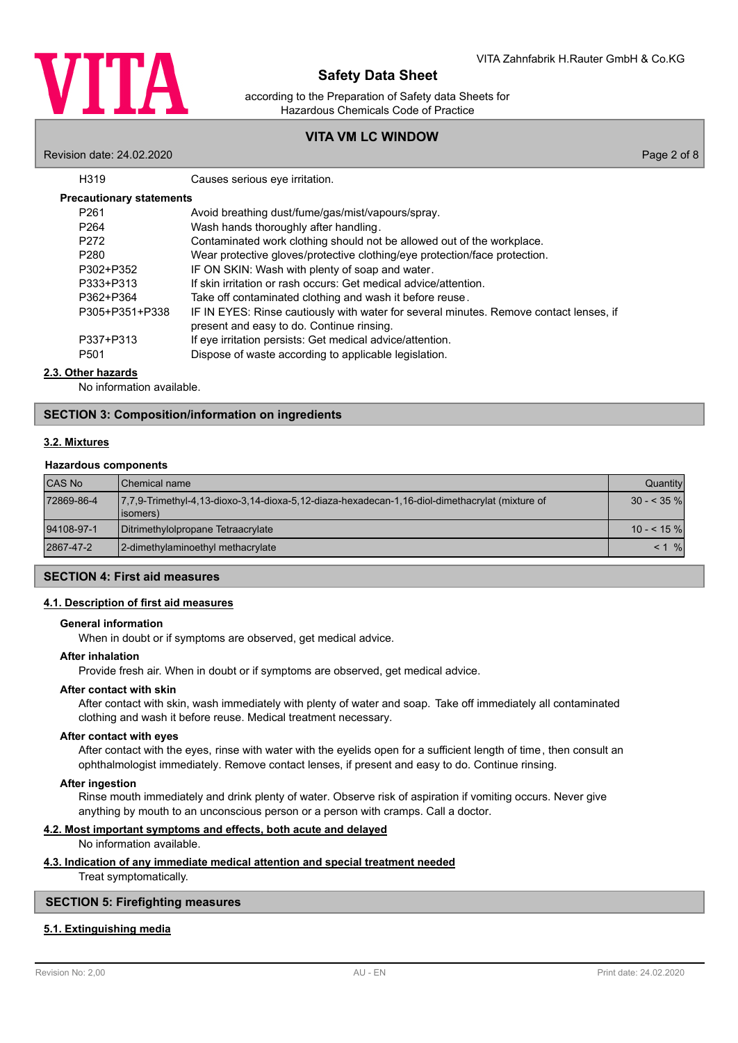| | |
|---|---|
| H319 | Causes serious eye irritation. |

**Precautionary statements**

| | |
|---|---|
| P261 | Avoid breathing dust/fume/gas/mist/vapours/spray. |
| P264 | Wash hands thoroughly after handling. |
| P272 | Contaminated work clothing should not be allowed out of the workplace. |
| P280 | Wear protective gloves/protective clothing/eye protection/face protection. |
| P302+P352 | IF ON SKIN: Wash with plenty of soap and water. |
| P333+P313 | If skin irritation or rash occurs: Get medical advice/attention. |
| P362+P364 | Take off contaminated clothing and wash it before reuse. |
| P305+P351+P338 | IF IN EYES: Rinse cautiously with water for several minutes. Remove contact lenses, if present and easy to do. Continue rinsing. |
| P337+P313 | If eye irritation persists: Get medical advice/attention. |
| P501 | Dispose of waste according to applicable legislation. |

### 2.3. Other hazards

No information available.

## SECTION 3: Composition/information on ingredients

### 3.2. Mixtures

**Hazardous components**

| CAS No | Chemical name | Quantity |
|---|---|---|
| 72869-86-4 | 7,7,9-Trimethyl-4,13-dioxo-3,14-dioxa-5,12-diaza-hexadecan-1,16-diol-dimethacrylat (mixture of isomers) | 30 - < 35 % |
| 94108-97-1 | Ditrimethylolpropane Tetraacrylate | 10 - < 15 % |
| 2867-47-2 | 2-dimethylaminoethyl methacrylate | < 1 % |

## SECTION 4: First aid measures

### 4.1. Description of first aid measures

**General information**

When in doubt or if symptoms are observed, get medical advice.

**After inhalation**

Provide fresh air. When in doubt or if symptoms are observed, get medical advice.

**After contact with skin**

After contact with skin, wash immediately with plenty of water and soap. Take off immediately all contaminated clothing and wash it before reuse. Medical treatment necessary.

**After contact with eyes**

After contact with the eyes, rinse with water with the eyelids open for a sufficient length of time, then consult an ophthalmologist immediately. Remove contact lenses, if present and easy to do. Continue rinsing.

**After ingestion**

Rinse mouth immediately and drink plenty of water. Observe risk of aspiration if vomiting occurs. Never give anything by mouth to an unconscious person or a person with cramps. Call a doctor.

### 4.2. Most important symptoms and effects, both acute and delayed

No information available.

### 4.3. Indication of any immediate medical attention and special treatment needed

Treat symptomatically.

## SECTION 5: Firefighting measures

### 5.1. Extinguishing media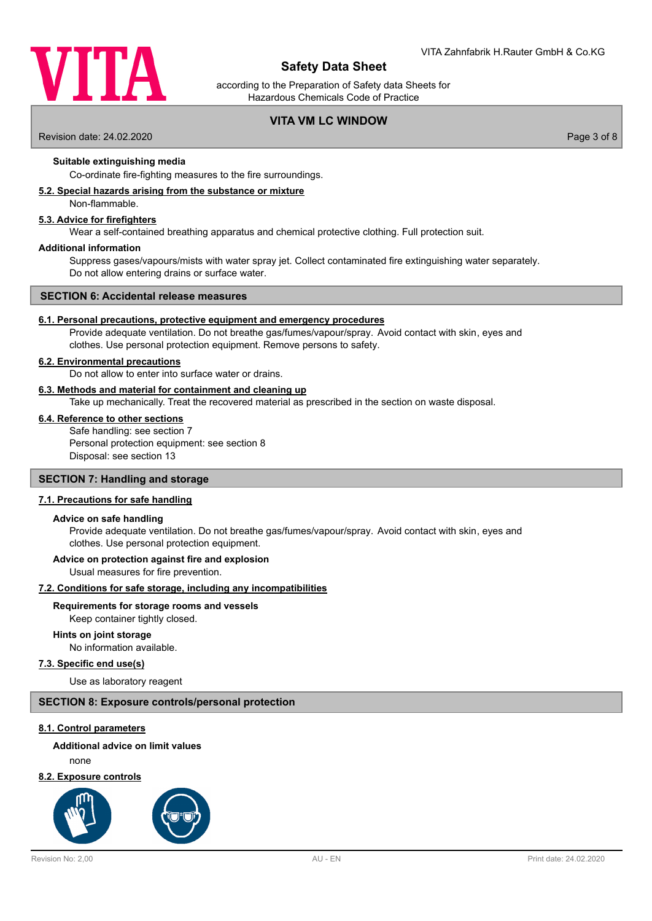**Suitable extinguishing media**

Co-ordinate fire-fighting measures to the fire surroundings.

### 5.2. Special hazards arising from the substance or mixture

Non-flammable.

### 5.3. Advice for firefighters

Wear a self-contained breathing apparatus and chemical protective clothing. Full protection suit.

**Additional information**

Suppress gases/vapours/mists with water spray jet. Collect contaminated fire extinguishing water separately. Do not allow entering drains or surface water.

## SECTION 6: Accidental release measures

### 6.1. Personal precautions, protective equipment and emergency procedures

Provide adequate ventilation. Do not breathe gas/fumes/vapour/spray. Avoid contact with skin, eyes and clothes. Use personal protection equipment. Remove persons to safety.

### 6.2. Environmental precautions

Do not allow to enter into surface water or drains.

### 6.3. Methods and material for containment and cleaning up

Take up mechanically. Treat the recovered material as prescribed in the section on waste disposal.

### 6.4. Reference to other sections

Safe handling: see section 7
Personal protection equipment: see section 8
Disposal: see section 13

## SECTION 7: Handling and storage

### 7.1. Precautions for safe handling

**Advice on safe handling**

Provide adequate ventilation. Do not breathe gas/fumes/vapour/spray. Avoid contact with skin, eyes and clothes. Use personal protection equipment.

**Advice on protection against fire and explosion**

Usual measures for fire prevention.

### 7.2. Conditions for safe storage, including any incompatibilities

**Requirements for storage rooms and vessels**

Keep container tightly closed.

**Hints on joint storage**

No information available.

### 7.3. Specific end use(s)

Use as laboratory reagent

## SECTION 8: Exposure controls/personal protection

### 8.1. Control parameters

**Additional advice on limit values**

none

### 8.2. Exposure controls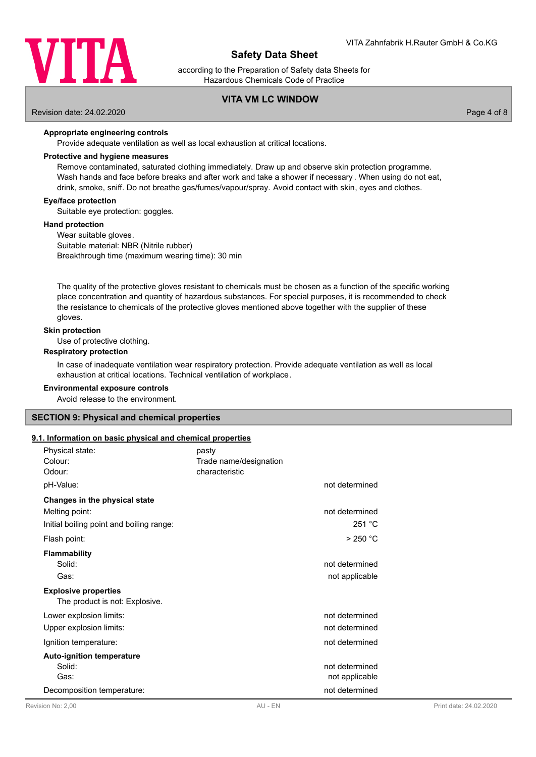#### Appropriate engineering controls

Provide adequate ventilation as well as local exhaustion at critical locations.

#### Protective and hygiene measures

Remove contaminated, saturated clothing immediately. Draw up and observe skin protection programme. Wash hands and face before breaks and after work and take a shower if necessary. When using do not eat, drink, smoke, sniff. Do not breathe gas/fumes/vapour/spray. Avoid contact with skin, eyes and clothes.

#### Eye/face protection

Suitable eye protection: goggles.

#### Hand protection

Wear suitable gloves.
Suitable material: NBR (Nitrile rubber)
Breakthrough time (maximum wearing time): 30 min

The quality of the protective gloves resistant to chemicals must be chosen as a function of the specific working place concentration and quantity of hazardous substances. For special purposes, it is recommended to check the resistance to chemicals of the protective gloves mentioned above together with the supplier of these gloves.

#### Skin protection

Use of protective clothing.

#### Respiratory protection

In case of inadequate ventilation wear respiratory protection. Provide adequate ventilation as well as local exhaustion at critical locations. Technical ventilation of workplace.

#### Environmental exposure controls

Avoid release to the environment.

## SECTION 9: Physical and chemical properties

### 9.1. Information on basic physical and chemical properties

| | | |
|---|---|---|
| Physical state: | pasty | |
| Colour: | Trade name/designation | |
| Odour: | characteristic | |
| pH-Value: | | not determined |
| **Changes in the physical state** | | |
| Melting point: | | not determined |
| Initial boiling point and boiling range: | | 251 °C |
| Flash point: | | > 250 °C |
| **Flammability** | | |
| Solid: | | not determined |
| Gas: | | not applicable |
| **Explosive properties** | | |
| The product is not: Explosive. | | |
| Lower explosion limits: | | not determined |
| Upper explosion limits: | | not determined |
| Ignition temperature: | | not determined |
| **Auto-ignition temperature** | | |
| Solid: | | not determined |
| Gas: | | not applicable |
| Decomposition temperature: | | not determined |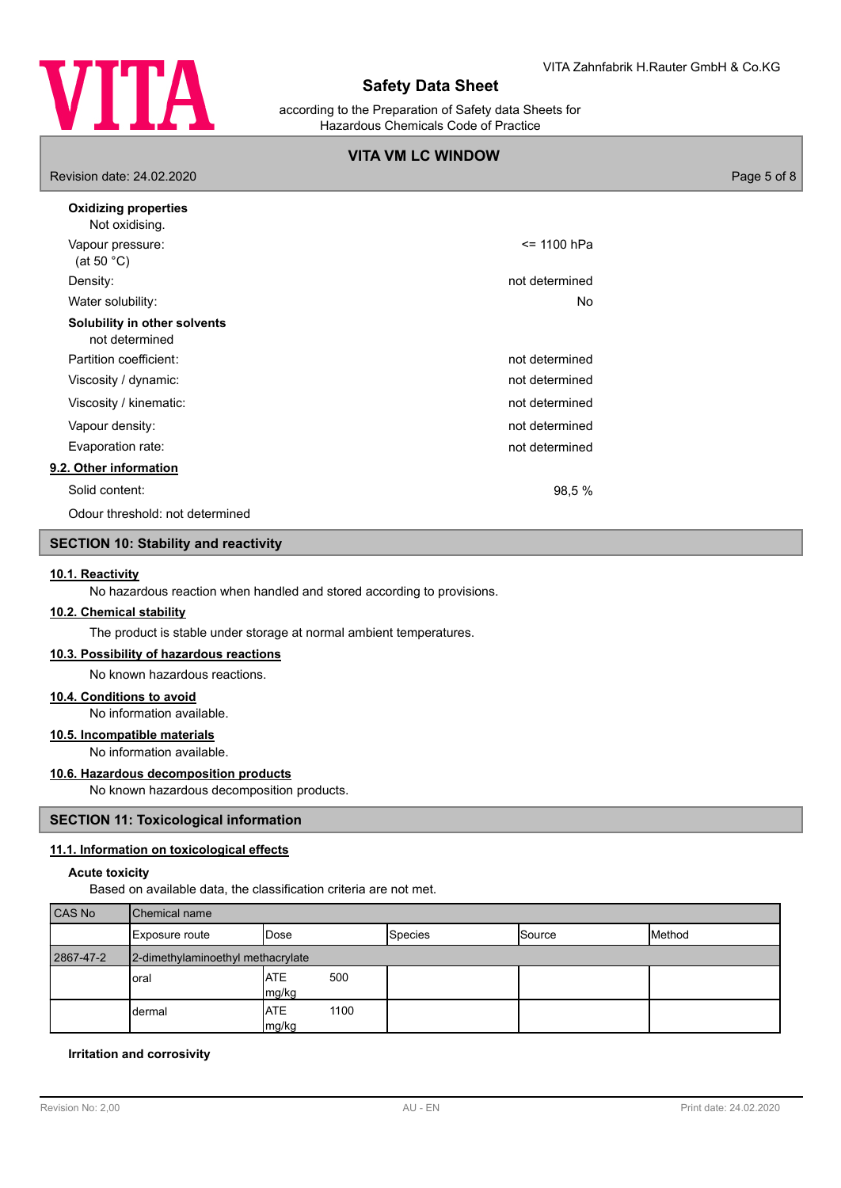**Oxidizing properties**

Not oxidising.

| | |
|---|---|
| Vapour pressure: (at 50 °C) | <= 1100 hPa |
| Density: | not determined |
| Water solubility: | No |

**Solubility in other solvents**

not determined

| | |
|---|---|
| Partition coefficient: | not determined |
| Viscosity / dynamic: | not determined |
| Viscosity / kinematic: | not determined |
| Vapour density: | not determined |
| Evaporation rate: | not determined |

## 9.2. Other information

| | |
|---|---|
| Solid content: | 98,5 % |

Odour threshold: not determined

## SECTION 10: Stability and reactivity

### 10.1. Reactivity

No hazardous reaction when handled and stored according to provisions.

### 10.2. Chemical stability

The product is stable under storage at normal ambient temperatures.

### 10.3. Possibility of hazardous reactions

No known hazardous reactions.

### 10.4. Conditions to avoid

No information available.

### 10.5. Incompatible materials

No information available.

### 10.6. Hazardous decomposition products

No known hazardous decomposition products.

## SECTION 11: Toxicological information

### 11.1. Information on toxicological effects

**Acute toxicity**

Based on available data, the classification criteria are not met.

| CAS No | Chemical name | | | | |
|---|---|---|---|---|---|
| | Exposure route | Dose | Species | Source | Method |
| 2867-47-2 | 2-dimethylaminoethyl methacrylate | | | | |
| | oral | ATE 500 mg/kg | | | |
| | dermal | ATE 1100 mg/kg | | | |

**Irritation and corrosivity**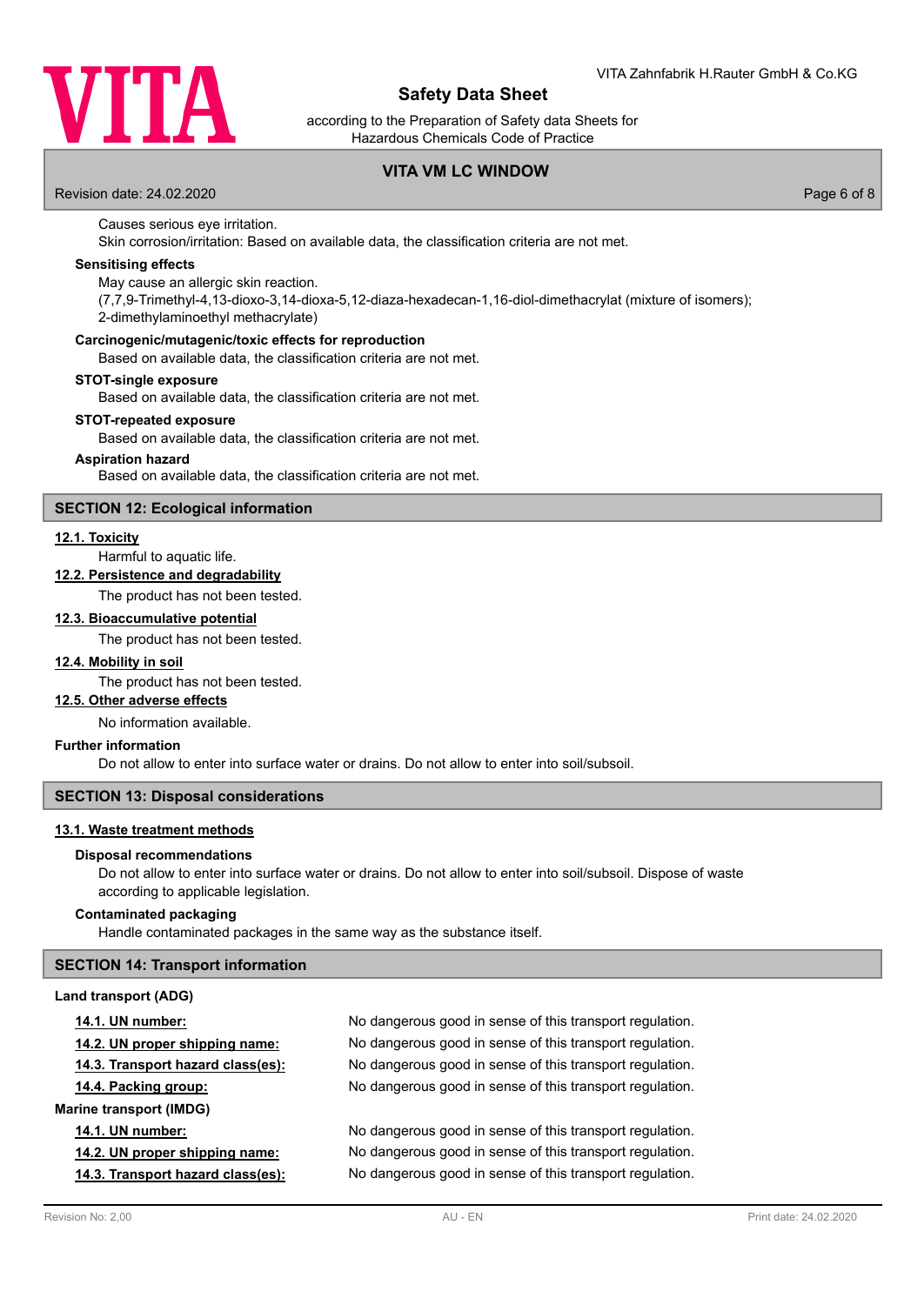Causes serious eye irritation.
Skin corrosion/irritation: Based on available data, the classification criteria are not met.

**Sensitising effects**

May cause an allergic skin reaction.
(7,7,9-Trimethyl-4,13-dioxo-3,14-dioxa-5,12-diaza-hexadecan-1,16-diol-dimethacrylat (mixture of isomers); 2-dimethylaminoethyl methacrylate)

**Carcinogenic/mutagenic/toxic effects for reproduction**

Based on available data, the classification criteria are not met.

**STOT-single exposure**

Based on available data, the classification criteria are not met.

**STOT-repeated exposure**

Based on available data, the classification criteria are not met.

**Aspiration hazard**

Based on available data, the classification criteria are not met.

## SECTION 12: Ecological information

### 12.1. Toxicity

Harmful to aquatic life.

### 12.2. Persistence and degradability

The product has not been tested.

### 12.3. Bioaccumulative potential

The product has not been tested.

### 12.4. Mobility in soil

The product has not been tested.

### 12.5. Other adverse effects

No information available.

**Further information**

Do not allow to enter into surface water or drains. Do not allow to enter into soil/subsoil.

## SECTION 13: Disposal considerations

### 13.1. Waste treatment methods

**Disposal recommendations**

Do not allow to enter into surface water or drains. Do not allow to enter into soil/subsoil. Dispose of waste according to applicable legislation.

**Contaminated packaging**

Handle contaminated packages in the same way as the substance itself.

## SECTION 14: Transport information

**Land transport (ADG)**

| | |
|---|---|
| **14.1. UN number:** | No dangerous good in sense of this transport regulation. |
| **14.2. UN proper shipping name:** | No dangerous good in sense of this transport regulation. |
| **14.3. Transport hazard class(es):** | No dangerous good in sense of this transport regulation. |
| **14.4. Packing group:** | No dangerous good in sense of this transport regulation. |

**Marine transport (IMDG)**

| | |
|---|---|
| **14.1. UN number:** | No dangerous good in sense of this transport regulation. |
| **14.2. UN proper shipping name:** | No dangerous good in sense of this transport regulation. |
| **14.3. Transport hazard class(es):** | No dangerous good in sense of this transport regulation. |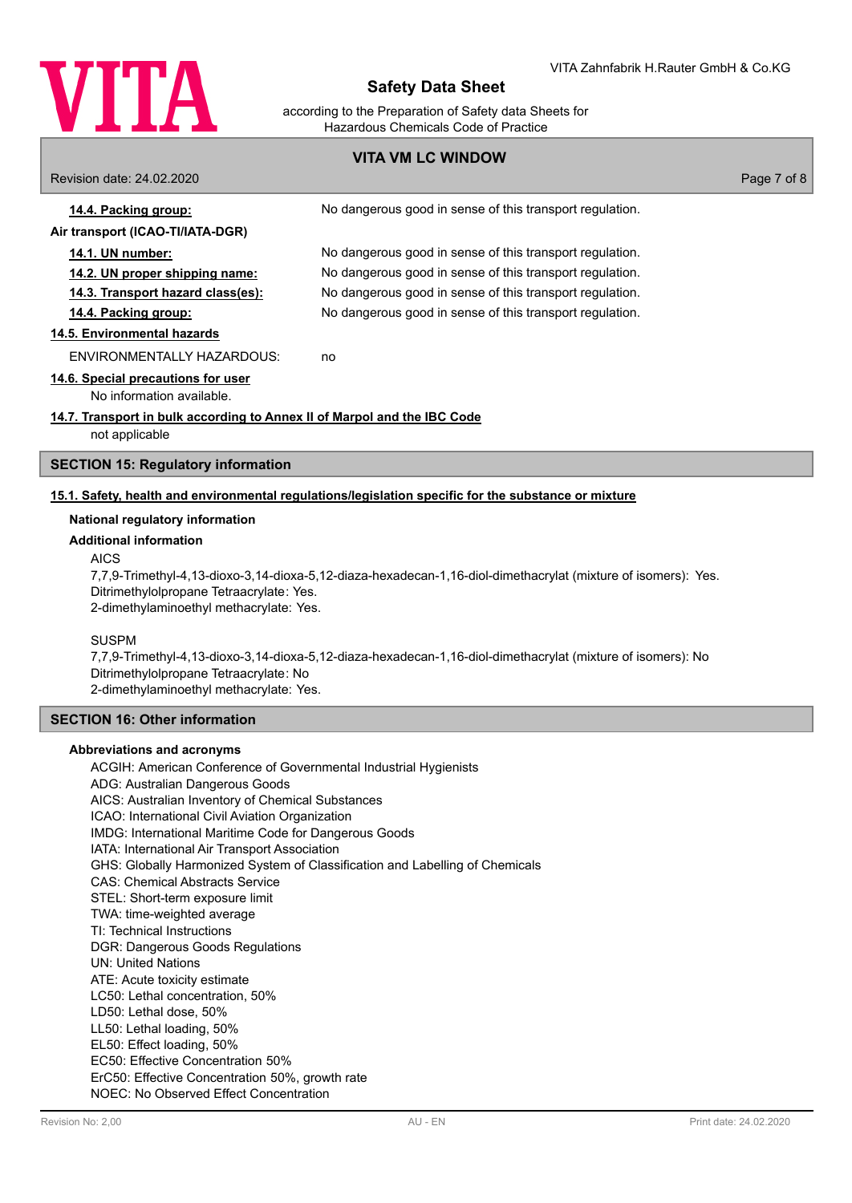**14.4. Packing group:** No dangerous good in sense of this transport regulation.

**Air transport (ICAO-TI/IATA-DGR)**

**14.1. UN number:** No dangerous good in sense of this transport regulation.

**14.2. UN proper shipping name:** No dangerous good in sense of this transport regulation.

**14.3. Transport hazard class(es):** No dangerous good in sense of this transport regulation.

**14.4. Packing group:** No dangerous good in sense of this transport regulation.

**14.5. Environmental hazards**

ENVIRONMENTALLY HAZARDOUS: no

**14.6. Special precautions for user**

No information available.

**14.7. Transport in bulk according to Annex II of Marpol and the IBC Code**

not applicable

## SECTION 15: Regulatory information

**15.1. Safety, health and environmental regulations/legislation specific for the substance or mixture**

**National regulatory information**

**Additional information**

AICS
7,7,9-Trimethyl-4,13-dioxo-3,14-dioxa-5,12-diaza-hexadecan-1,16-diol-dimethacrylat (mixture of isomers): Yes.
Ditrimethylolpropane Tetraacrylate: Yes.
2-dimethylaminoethyl methacrylate: Yes.

SUSPM
7,7,9-Trimethyl-4,13-dioxo-3,14-dioxa-5,12-diaza-hexadecan-1,16-diol-dimethacrylat (mixture of isomers): No
Ditrimethylolpropane Tetraacrylate: No
2-dimethylaminoethyl methacrylate: Yes.

## SECTION 16: Other information

**Abbreviations and acronyms**

ACGIH: American Conference of Governmental Industrial Hygienists
ADG: Australian Dangerous Goods
AICS: Australian Inventory of Chemical Substances
ICAO: International Civil Aviation Organization
IMDG: International Maritime Code for Dangerous Goods
IATA: International Air Transport Association
GHS: Globally Harmonized System of Classification and Labelling of Chemicals
CAS: Chemical Abstracts Service
STEL: Short-term exposure limit
TWA: time-weighted average
TI: Technical Instructions
DGR: Dangerous Goods Regulations
UN: United Nations
ATE: Acute toxicity estimate
LC50: Lethal concentration, 50%
LD50: Lethal dose, 50%
LL50: Lethal loading, 50%
EL50: Effect loading, 50%
EC50: Effective Concentration 50%
ErC50: Effective Concentration 50%, growth rate
NOEC: No Observed Effect Concentration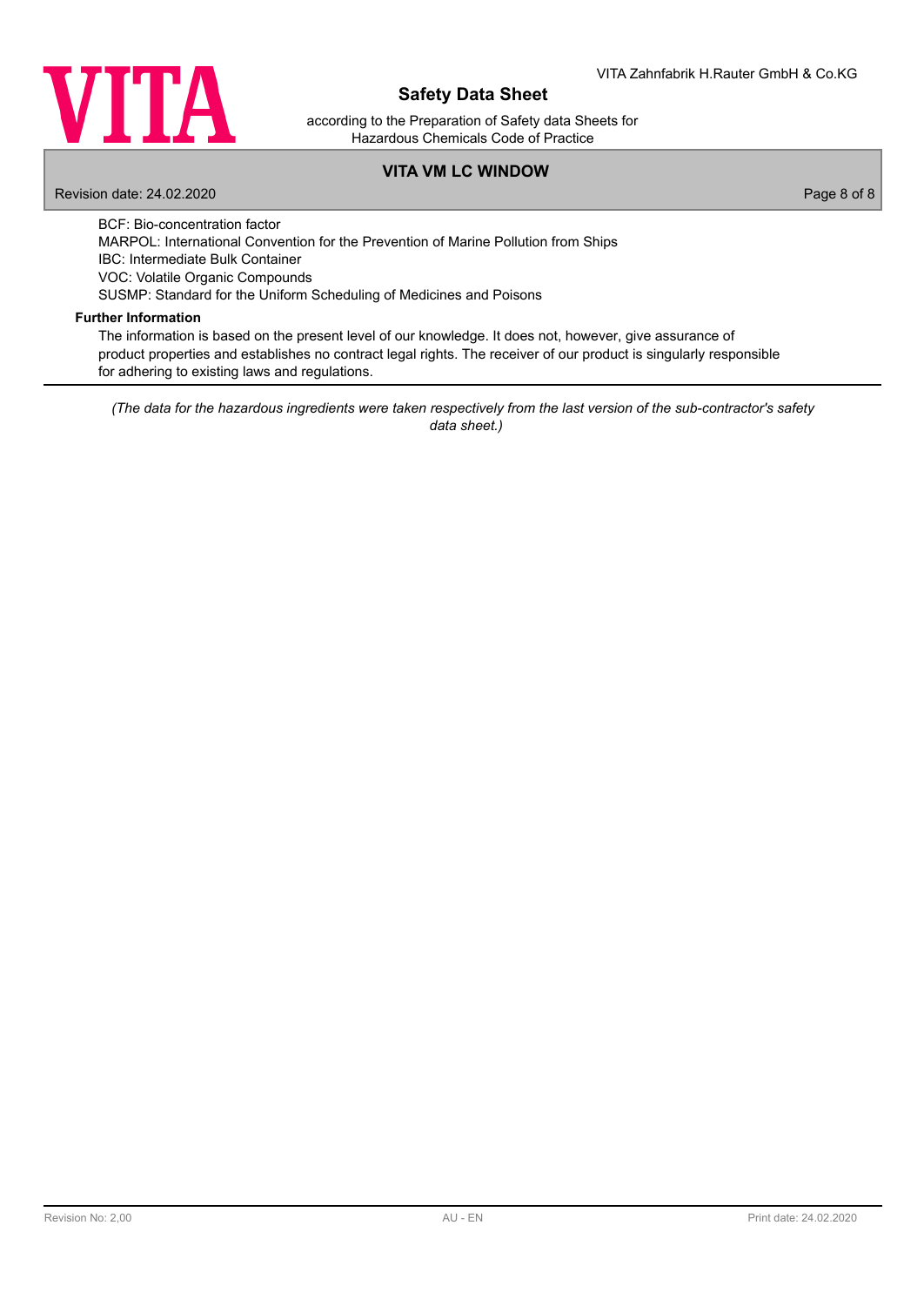BCF: Bio-concentration factor
MARPOL: International Convention for the Prevention of Marine Pollution from Ships
IBC: Intermediate Bulk Container
VOC: Volatile Organic Compounds
SUSMP: Standard for the Uniform Scheduling of Medicines and Poisons

**Further Information**

The information is based on the present level of our knowledge. It does not, however, give assurance of product properties and establishes no contract legal rights. The receiver of our product is singularly responsible for adhering to existing laws and regulations.

---

*(The data for the hazardous ingredients were taken respectively from the last version of the sub-contractor's safety data sheet.)*